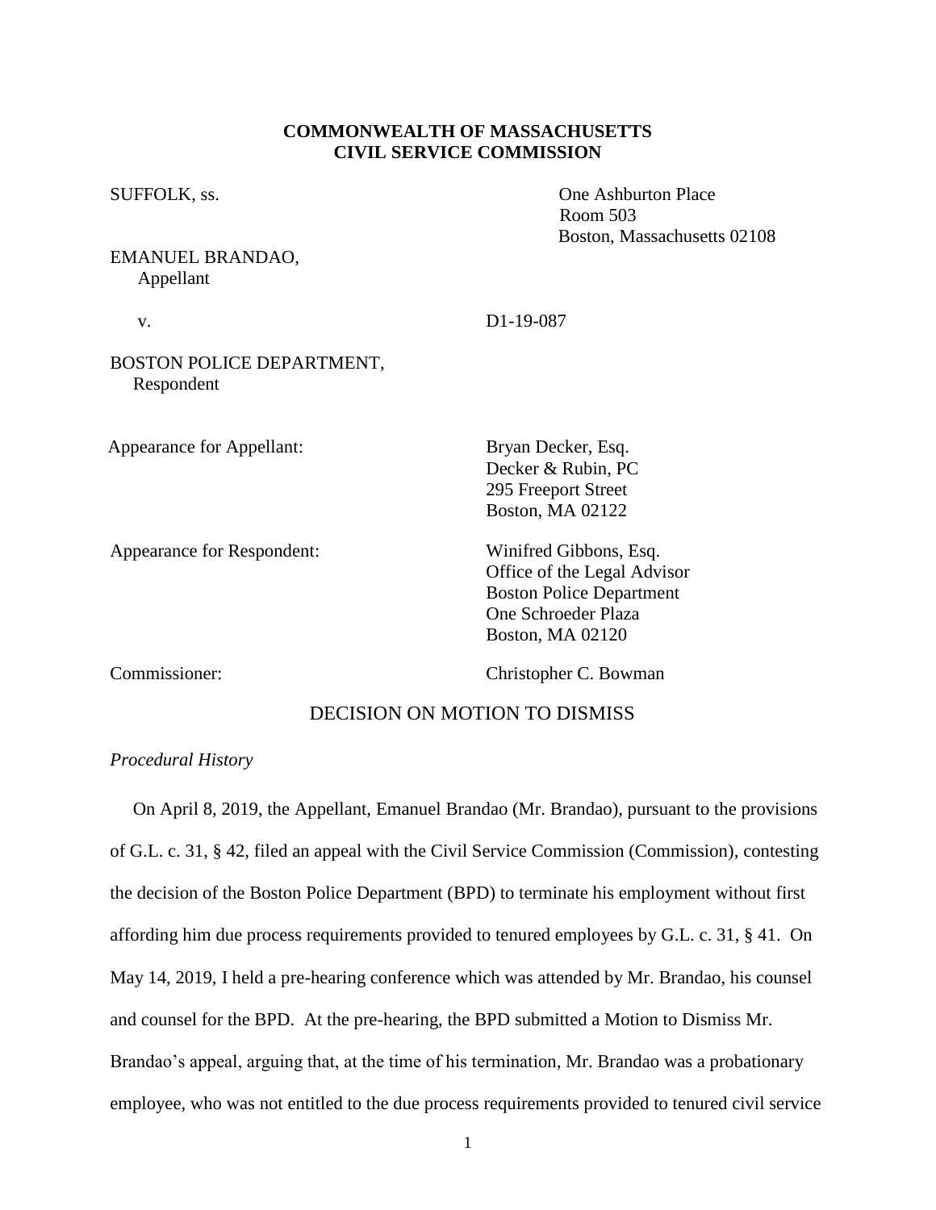**COMMONWEALTH OF MASSACHUSETTS**
**CIVIL SERVICE COMMISSION**

SUFFOLK, ss.

One Ashburton Place
Room 503
Boston, Massachusetts 02108

EMANUEL BRANDAO,
Appellant

v. D1-19-087

BOSTON POLICE DEPARTMENT,
Respondent

Appearance for Appellant: Bryan Decker, Esq.
Decker & Rubin, PC
295 Freeport Street
Boston, MA 02122

Appearance for Respondent: Winifred Gibbons, Esq.
Office of the Legal Advisor
Boston Police Department
One Schroeder Plaza
Boston, MA 02120

Commissioner: Christopher C. Bowman

## DECISION ON MOTION TO DISMISS

*Procedural History*

On April 8, 2019, the Appellant, Emanuel Brandao (Mr. Brandao), pursuant to the provisions of G.L. c. 31, § 42, filed an appeal with the Civil Service Commission (Commission), contesting the decision of the Boston Police Department (BPD) to terminate his employment without first affording him due process requirements provided to tenured employees by G.L. c. 31, § 41. On May 14, 2019, I held a pre-hearing conference which was attended by Mr. Brandao, his counsel and counsel for the BPD. At the pre-hearing, the BPD submitted a Motion to Dismiss Mr. Brandao's appeal, arguing that, at the time of his termination, Mr. Brandao was a probationary employee, who was not entitled to the due process requirements provided to tenured civil service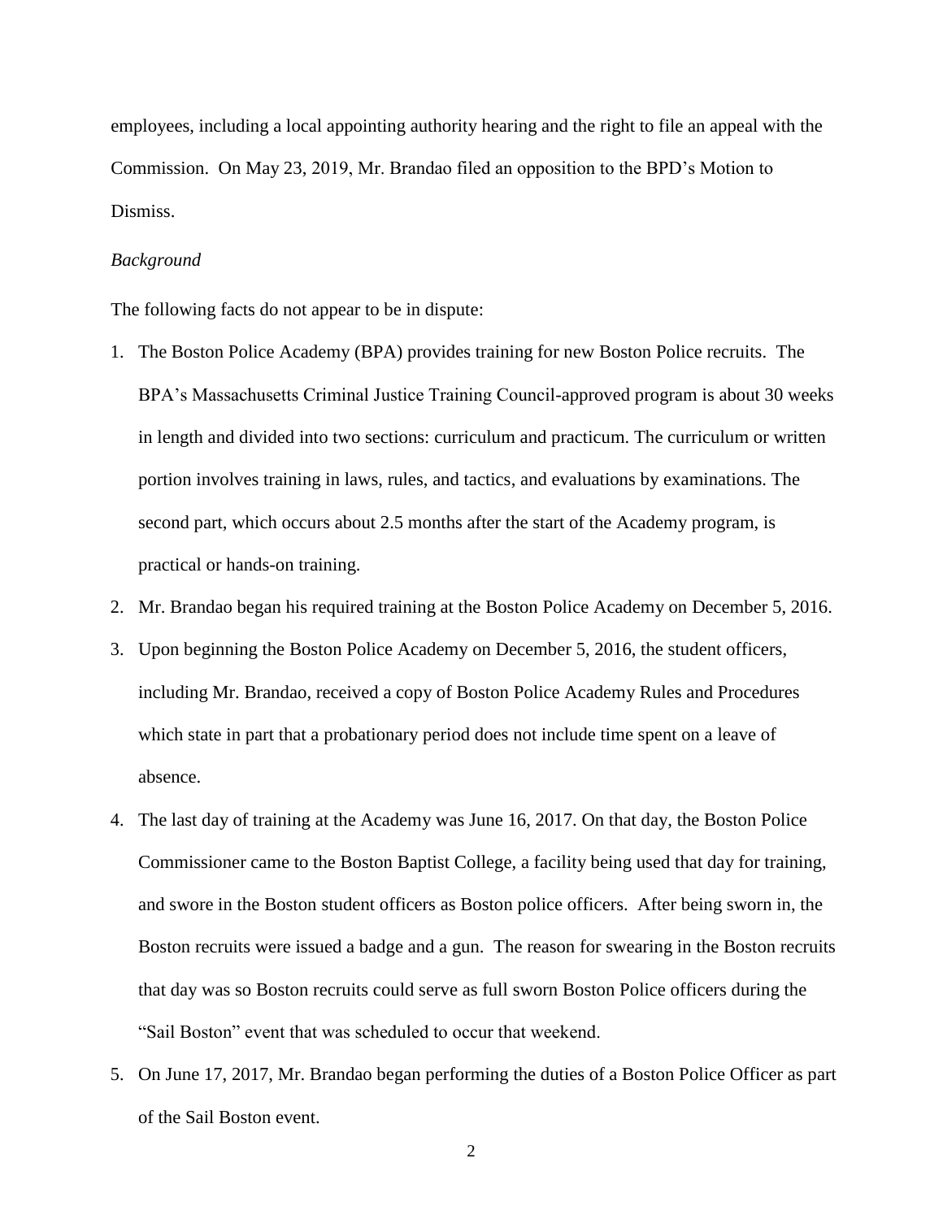employees, including a local appointing authority hearing and the right to file an appeal with the Commission. On May 23, 2019, Mr. Brandao filed an opposition to the BPD's Motion to Dismiss.

*Background*

The following facts do not appear to be in dispute:

1. The Boston Police Academy (BPA) provides training for new Boston Police recruits. The BPA's Massachusetts Criminal Justice Training Council-approved program is about 30 weeks in length and divided into two sections: curriculum and practicum. The curriculum or written portion involves training in laws, rules, and tactics, and evaluations by examinations. The second part, which occurs about 2.5 months after the start of the Academy program, is practical or hands-on training.
2. Mr. Brandao began his required training at the Boston Police Academy on December 5, 2016.
3. Upon beginning the Boston Police Academy on December 5, 2016, the student officers, including Mr. Brandao, received a copy of Boston Police Academy Rules and Procedures which state in part that a probationary period does not include time spent on a leave of absence.
4. The last day of training at the Academy was June 16, 2017. On that day, the Boston Police Commissioner came to the Boston Baptist College, a facility being used that day for training, and swore in the Boston student officers as Boston police officers. After being sworn in, the Boston recruits were issued a badge and a gun. The reason for swearing in the Boston recruits that day was so Boston recruits could serve as full sworn Boston Police officers during the "Sail Boston" event that was scheduled to occur that weekend.
5. On June 17, 2017, Mr. Brandao began performing the duties of a Boston Police Officer as part of the Sail Boston event.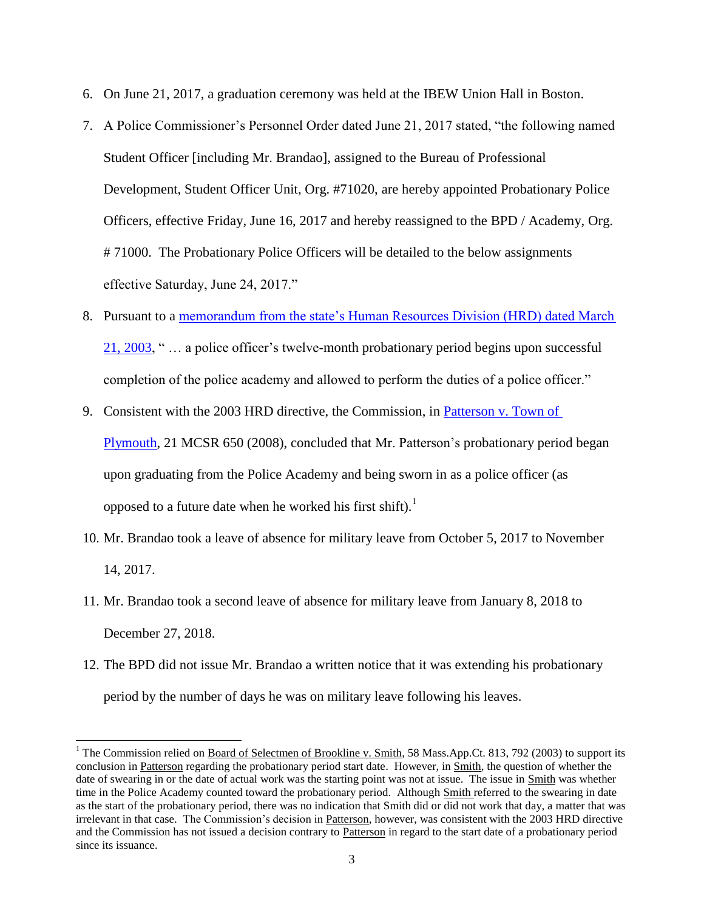6. On June 21, 2017, a graduation ceremony was held at the IBEW Union Hall in Boston.
7. A Police Commissioner's Personnel Order dated June 21, 2017 stated, "the following named Student Officer [including Mr. Brandao], assigned to the Bureau of Professional Development, Student Officer Unit, Org. #71020, are hereby appointed Probationary Police Officers, effective Friday, June 16, 2017 and hereby reassigned to the BPD / Academy, Org. # 71000. The Probationary Police Officers will be detailed to the below assignments effective Saturday, June 24, 2017."
8. Pursuant to a memorandum from the state's Human Resources Division (HRD) dated March 21, 2003, " … a police officer's twelve-month probationary period begins upon successful completion of the police academy and allowed to perform the duties of a police officer."
9. Consistent with the 2003 HRD directive, the Commission, in Patterson v. Town of Plymouth, 21 MCSR 650 (2008), concluded that Mr. Patterson's probationary period began upon graduating from the Police Academy and being sworn in as a police officer (as opposed to a future date when he worked his first shift).[1]
10. Mr. Brandao took a leave of absence for military leave from October 5, 2017 to November 14, 2017.
11. Mr. Brandao took a second leave of absence for military leave from January 8, 2018 to December 27, 2018.
12. The BPD did not issue Mr. Brandao a written notice that it was extending his probationary period by the number of days he was on military leave following his leaves.

[1] The Commission relied on Board of Selectmen of Brookline v. Smith, 58 Mass.App.Ct. 813, 792 (2003) to support its conclusion in Patterson regarding the probationary period start date. However, in Smith, the question of whether the date of swearing in or the date of actual work was the starting point was not at issue. The issue in Smith was whether time in the Police Academy counted toward the probationary period. Although Smith referred to the swearing in date as the start of the probationary period, there was no indication that Smith did or did not work that day, a matter that was irrelevant in that case. The Commission's decision in Patterson, however, was consistent with the 2003 HRD directive and the Commission has not issued a decision contrary to Patterson in regard to the start date of a probationary period since its issuance.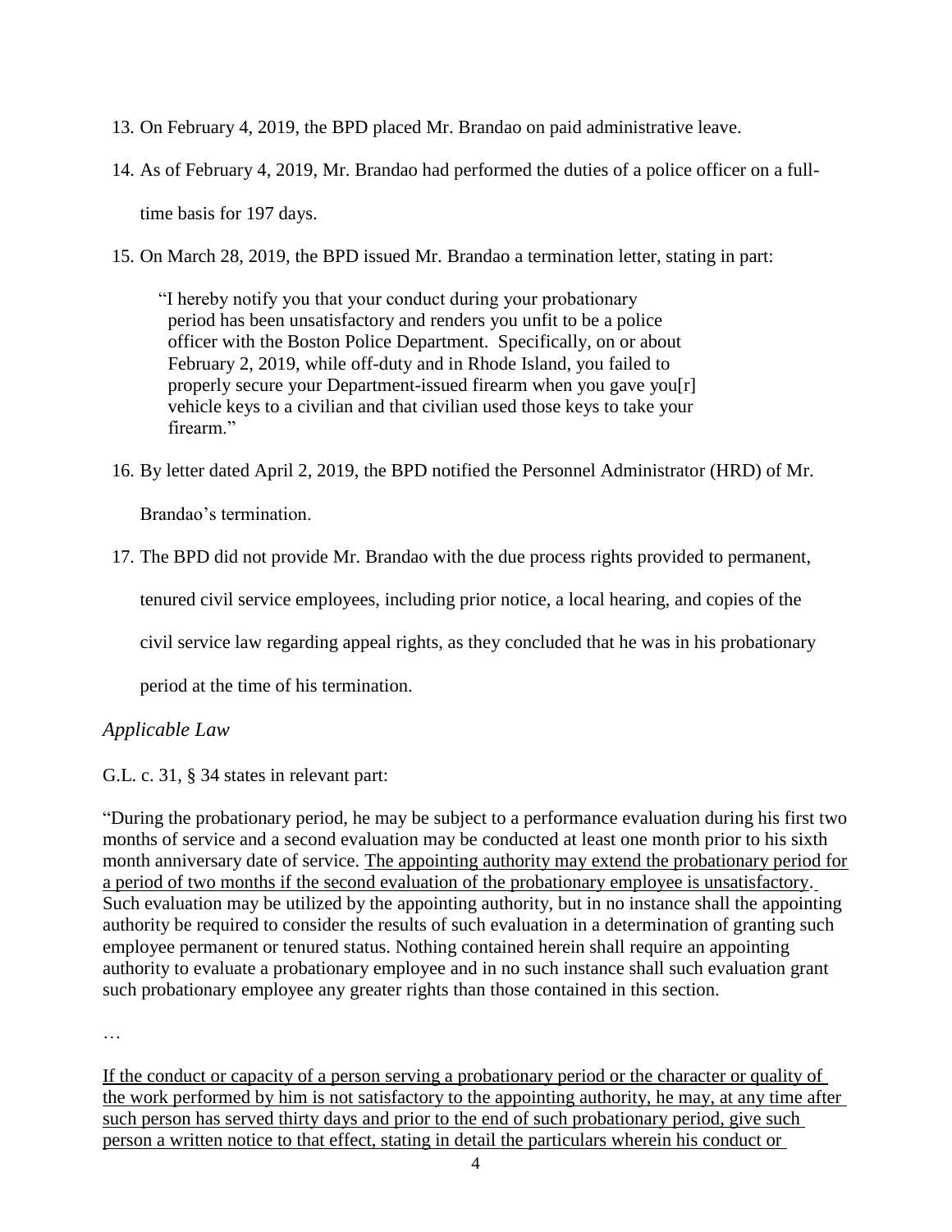13. On February 4, 2019, the BPD placed Mr. Brandao on paid administrative leave.

14. As of February 4, 2019, Mr. Brandao had performed the duties of a police officer on a full-time basis for 197 days.

15. On March 28, 2019, the BPD issued Mr. Brandao a termination letter, stating in part:

    > "I hereby notify you that your conduct during your probationary period has been unsatisfactory and renders you unfit to be a police officer with the Boston Police Department. Specifically, on or about February 2, 2019, while off-duty and in Rhode Island, you failed to properly secure your Department-issued firearm when you gave you[r] vehicle keys to a civilian and that civilian used those keys to take your firearm."

16. By letter dated April 2, 2019, the BPD notified the Personnel Administrator (HRD) of Mr. Brandao's termination.

17. The BPD did not provide Mr. Brandao with the due process rights provided to permanent, tenured civil service employees, including prior notice, a local hearing, and copies of the civil service law regarding appeal rights, as they concluded that he was in his probationary period at the time of his termination.

*Applicable Law*

G.L. c. 31, § 34 states in relevant part:

"During the probationary period, he may be subject to a performance evaluation during his first two months of service and a second evaluation may be conducted at least one month prior to his sixth month anniversary date of service. <u>The appointing authority may extend the probationary period for a period of two months if the second evaluation of the probationary employee is unsatisfactory</u>. Such evaluation may be utilized by the appointing authority, but in no instance shall the appointing authority be required to consider the results of such evaluation in a determination of granting such employee permanent or tenured status. Nothing contained herein shall require an appointing authority to evaluate a probationary employee and in no such instance shall such evaluation grant such probationary employee any greater rights than those contained in this section.

…

<u>If the conduct or capacity of a person serving a probationary period or the character or quality of the work performed by him is not satisfactory to the appointing authority, he may, at any time after such person has served thirty days and prior to the end of such probationary period, give such person a written notice to that effect, stating in detail the particulars wherein his conduct or</u>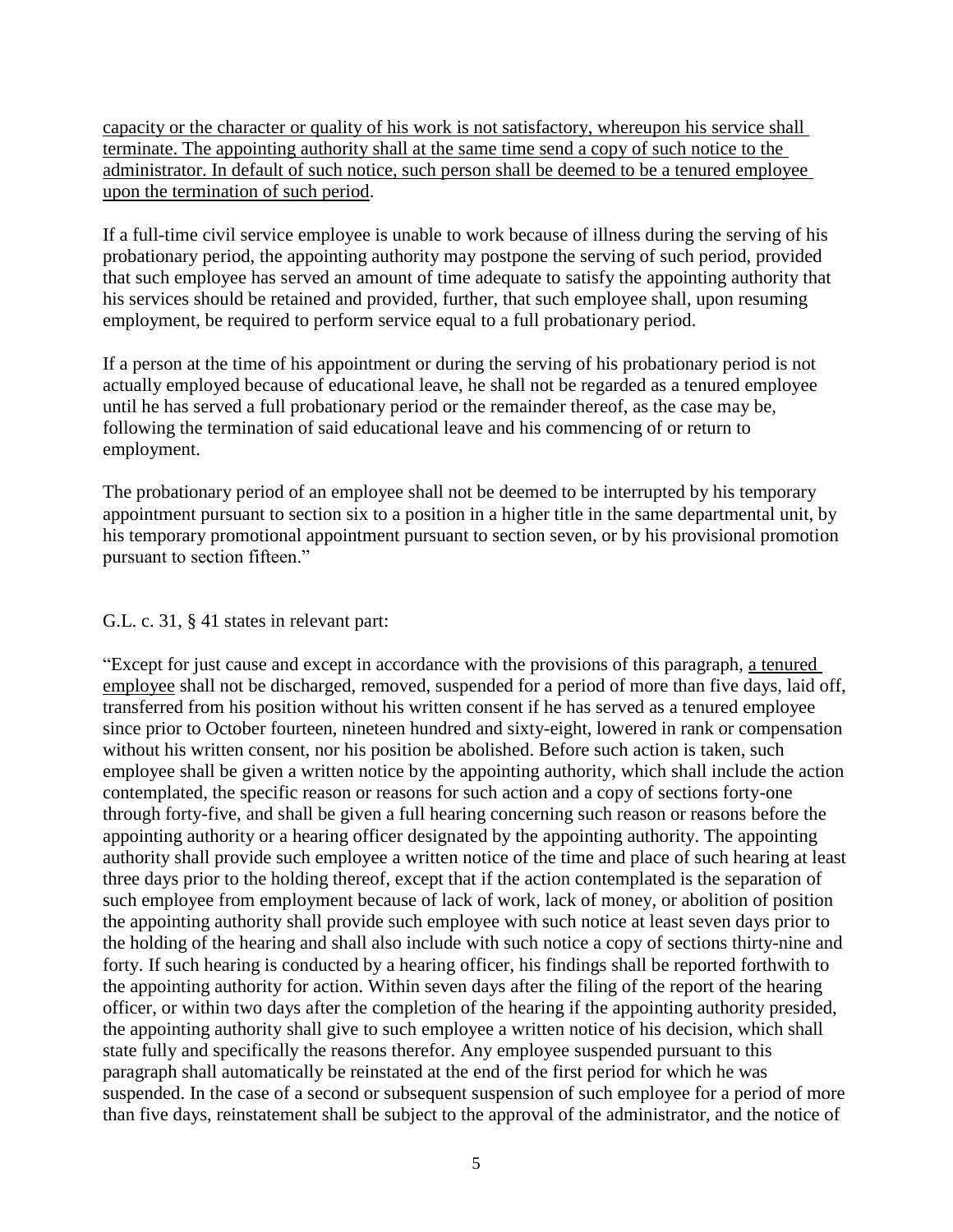<u>capacity or the character or quality of his work is not satisfactory, whereupon his service shall terminate. The appointing authority shall at the same time send a copy of such notice to the administrator. In default of such notice, such person shall be deemed to be a tenured employee upon the termination of such period</u>.

If a full-time civil service employee is unable to work because of illness during the serving of his probationary period, the appointing authority may postpone the serving of such period, provided that such employee has served an amount of time adequate to satisfy the appointing authority that his services should be retained and provided, further, that such employee shall, upon resuming employment, be required to perform service equal to a full probationary period.

If a person at the time of his appointment or during the serving of his probationary period is not actually employed because of educational leave, he shall not be regarded as a tenured employee until he has served a full probationary period or the remainder thereof, as the case may be, following the termination of said educational leave and his commencing of or return to employment.

The probationary period of an employee shall not be deemed to be interrupted by his temporary appointment pursuant to section six to a position in a higher title in the same departmental unit, by his temporary promotional appointment pursuant to section seven, or by his provisional promotion pursuant to section fifteen."

G.L. c. 31, § 41 states in relevant part:

"Except for just cause and except in accordance with the provisions of this paragraph, <u>a tenured employee</u> shall not be discharged, removed, suspended for a period of more than five days, laid off, transferred from his position without his written consent if he has served as a tenured employee since prior to October fourteen, nineteen hundred and sixty-eight, lowered in rank or compensation without his written consent, nor his position be abolished. Before such action is taken, such employee shall be given a written notice by the appointing authority, which shall include the action contemplated, the specific reason or reasons for such action and a copy of sections forty-one through forty-five, and shall be given a full hearing concerning such reason or reasons before the appointing authority or a hearing officer designated by the appointing authority. The appointing authority shall provide such employee a written notice of the time and place of such hearing at least three days prior to the holding thereof, except that if the action contemplated is the separation of such employee from employment because of lack of work, lack of money, or abolition of position the appointing authority shall provide such employee with such notice at least seven days prior to the holding of the hearing and shall also include with such notice a copy of sections thirty-nine and forty. If such hearing is conducted by a hearing officer, his findings shall be reported forthwith to the appointing authority for action. Within seven days after the filing of the report of the hearing officer, or within two days after the completion of the hearing if the appointing authority presided, the appointing authority shall give to such employee a written notice of his decision, which shall state fully and specifically the reasons therefor. Any employee suspended pursuant to this paragraph shall automatically be reinstated at the end of the first period for which he was suspended. In the case of a second or subsequent suspension of such employee for a period of more than five days, reinstatement shall be subject to the approval of the administrator, and the notice of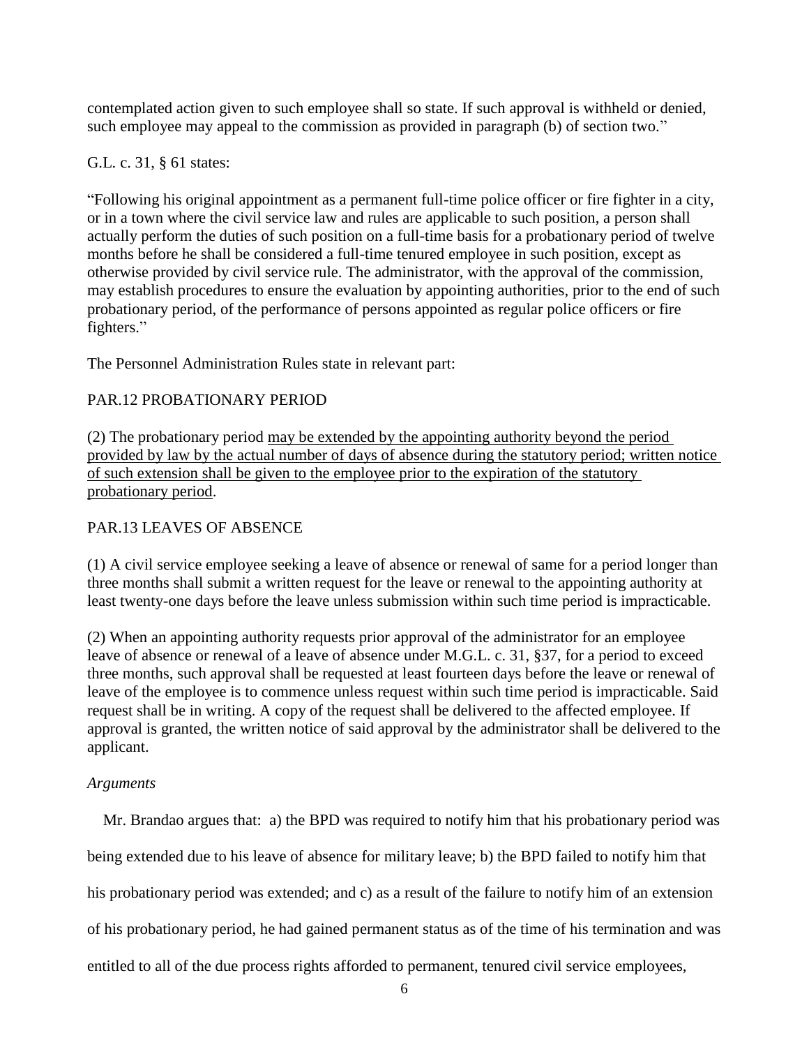contemplated action given to such employee shall so state. If such approval is withheld or denied, such employee may appeal to the commission as provided in paragraph (b) of section two."

G.L. c. 31, § 61 states:

"Following his original appointment as a permanent full-time police officer or fire fighter in a city, or in a town where the civil service law and rules are applicable to such position, a person shall actually perform the duties of such position on a full-time basis for a probationary period of twelve months before he shall be considered a full-time tenured employee in such position, except as otherwise provided by civil service rule. The administrator, with the approval of the commission, may establish procedures to ensure the evaluation by appointing authorities, prior to the end of such probationary period, of the performance of persons appointed as regular police officers or fire fighters."

The Personnel Administration Rules state in relevant part:

PAR.12 PROBATIONARY PERIOD

(2) The probationary period <u>may be extended by the appointing authority beyond the period provided by law by the actual number of days of absence during the statutory period; written notice of such extension shall be given to the employee prior to the expiration of the statutory probationary period</u>.

PAR.13 LEAVES OF ABSENCE

(1) A civil service employee seeking a leave of absence or renewal of same for a period longer than three months shall submit a written request for the leave or renewal to the appointing authority at least twenty-one days before the leave unless submission within such time period is impracticable.

(2) When an appointing authority requests prior approval of the administrator for an employee leave of absence or renewal of a leave of absence under M.G.L. c. 31, §37, for a period to exceed three months, such approval shall be requested at least fourteen days before the leave or renewal of leave of the employee is to commence unless request within such time period is impracticable. Said request shall be in writing. A copy of the request shall be delivered to the affected employee. If approval is granted, the written notice of said approval by the administrator shall be delivered to the applicant.

*Arguments*

Mr. Brandao argues that: a) the BPD was required to notify him that his probationary period was being extended due to his leave of absence for military leave; b) the BPD failed to notify him that his probationary period was extended; and c) as a result of the failure to notify him of an extension of his probationary period, he had gained permanent status as of the time of his termination and was entitled to all of the due process rights afforded to permanent, tenured civil service employees,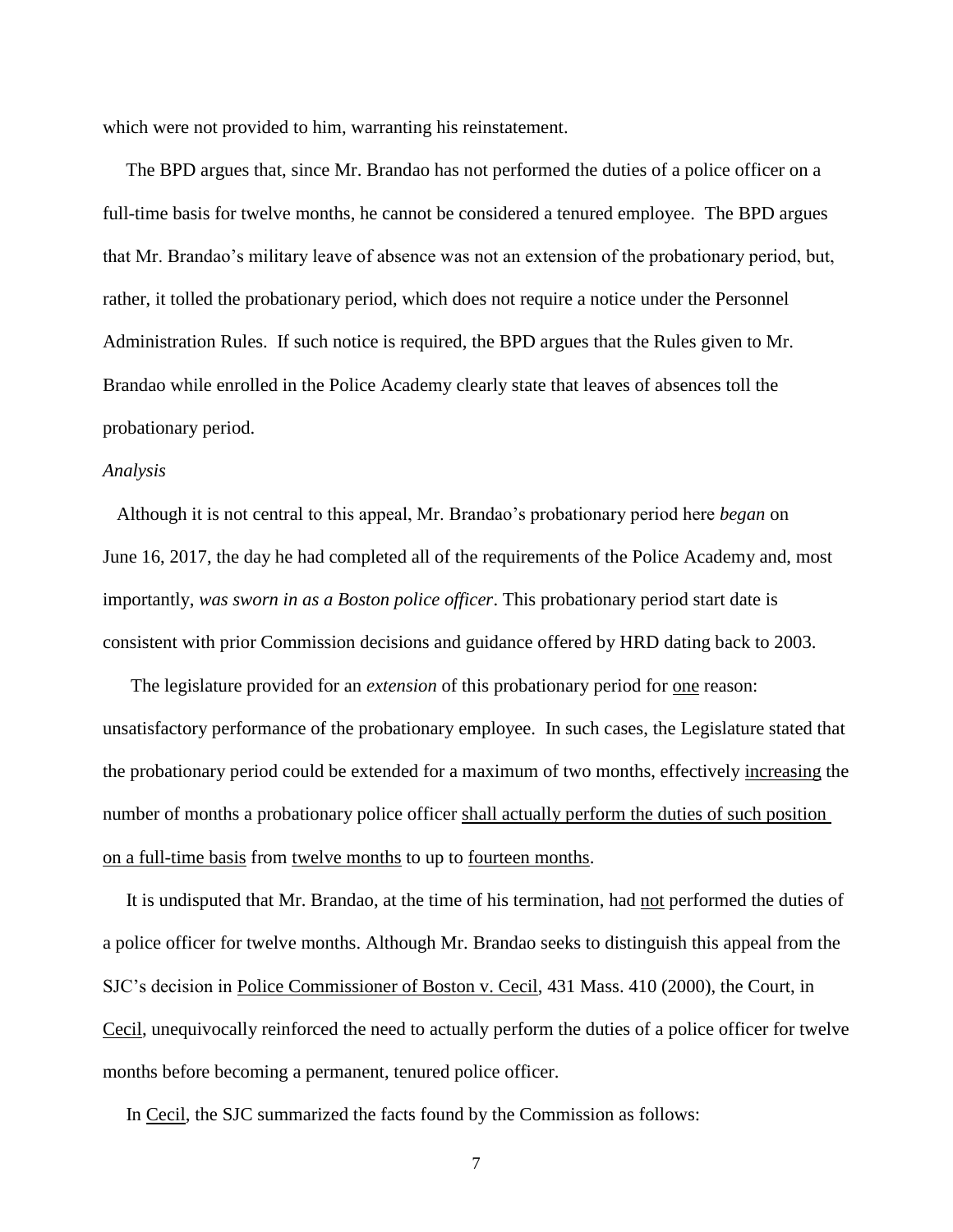which were not provided to him, warranting his reinstatement.

The BPD argues that, since Mr. Brandao has not performed the duties of a police officer on a full-time basis for twelve months, he cannot be considered a tenured employee. The BPD argues that Mr. Brandao's military leave of absence was not an extension of the probationary period, but, rather, it tolled the probationary period, which does not require a notice under the Personnel Administration Rules. If such notice is required, the BPD argues that the Rules given to Mr. Brandao while enrolled in the Police Academy clearly state that leaves of absences toll the probationary period.

*Analysis*

Although it is not central to this appeal, Mr. Brandao's probationary period here *began* on June 16, 2017, the day he had completed all of the requirements of the Police Academy and, most importantly, *was sworn in as a Boston police officer*. This probationary period start date is consistent with prior Commission decisions and guidance offered by HRD dating back to 2003.

The legislature provided for an *extension* of this probationary period for one reason: unsatisfactory performance of the probationary employee. In such cases, the Legislature stated that the probationary period could be extended for a maximum of two months, effectively increasing the number of months a probationary police officer shall actually perform the duties of such position on a full-time basis from twelve months to up to fourteen months.

It is undisputed that Mr. Brandao, at the time of his termination, had not performed the duties of a police officer for twelve months. Although Mr. Brandao seeks to distinguish this appeal from the SJC's decision in Police Commissioner of Boston v. Cecil, 431 Mass. 410 (2000), the Court, in Cecil, unequivocally reinforced the need to actually perform the duties of a police officer for twelve months before becoming a permanent, tenured police officer.

In Cecil, the SJC summarized the facts found by the Commission as follows: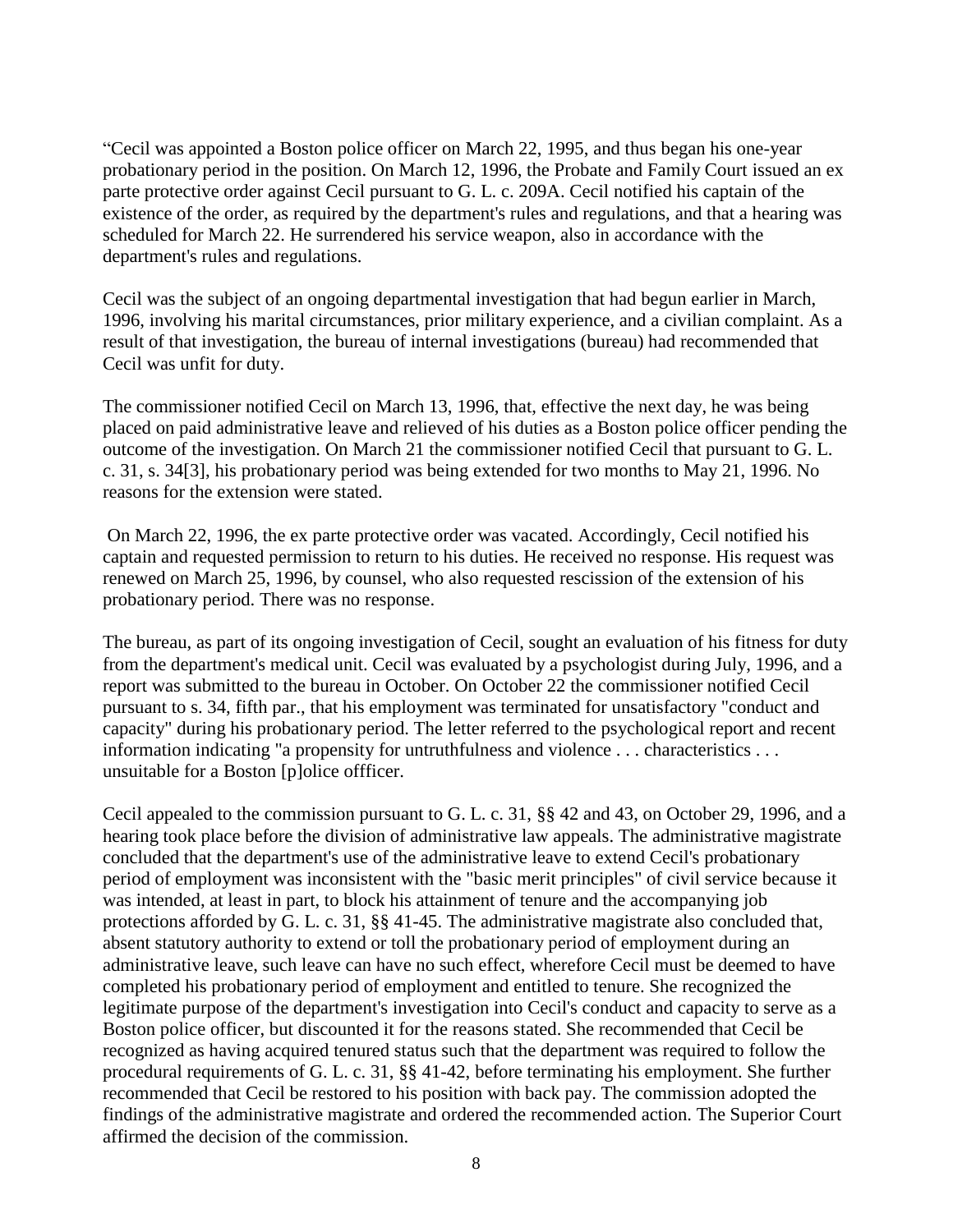“Cecil was appointed a Boston police officer on March 22, 1995, and thus began his one-year probationary period in the position. On March 12, 1996, the Probate and Family Court issued an ex parte protective order against Cecil pursuant to G. L. c. 209A. Cecil notified his captain of the existence of the order, as required by the department's rules and regulations, and that a hearing was scheduled for March 22. He surrendered his service weapon, also in accordance with the department's rules and regulations.

Cecil was the subject of an ongoing departmental investigation that had begun earlier in March, 1996, involving his marital circumstances, prior military experience, and a civilian complaint. As a result of that investigation, the bureau of internal investigations (bureau) had recommended that Cecil was unfit for duty.

The commissioner notified Cecil on March 13, 1996, that, effective the next day, he was being placed on paid administrative leave and relieved of his duties as a Boston police officer pending the outcome of the investigation. On March 21 the commissioner notified Cecil that pursuant to G. L. c. 31, s. 34[3], his probationary period was being extended for two months to May 21, 1996. No reasons for the extension were stated.

On March 22, 1996, the ex parte protective order was vacated. Accordingly, Cecil notified his captain and requested permission to return to his duties. He received no response. His request was renewed on March 25, 1996, by counsel, who also requested rescission of the extension of his probationary period. There was no response.

The bureau, as part of its ongoing investigation of Cecil, sought an evaluation of his fitness for duty from the department's medical unit. Cecil was evaluated by a psychologist during July, 1996, and a report was submitted to the bureau in October. On October 22 the commissioner notified Cecil pursuant to s. 34, fifth par., that his employment was terminated for unsatisfactory "conduct and capacity" during his probationary period. The letter referred to the psychological report and recent information indicating "a propensity for untruthfulness and violence . . . characteristics . . . unsuitable for a Boston [p]olice offficer.

Cecil appealed to the commission pursuant to G. L. c. 31, §§ 42 and 43, on October 29, 1996, and a hearing took place before the division of administrative law appeals. The administrative magistrate concluded that the department's use of the administrative leave to extend Cecil's probationary period of employment was inconsistent with the "basic merit principles" of civil service because it was intended, at least in part, to block his attainment of tenure and the accompanying job protections afforded by G. L. c. 31, §§ 41-45. The administrative magistrate also concluded that, absent statutory authority to extend or toll the probationary period of employment during an administrative leave, such leave can have no such effect, wherefore Cecil must be deemed to have completed his probationary period of employment and entitled to tenure. She recognized the legitimate purpose of the department's investigation into Cecil's conduct and capacity to serve as a Boston police officer, but discounted it for the reasons stated. She recommended that Cecil be recognized as having acquired tenured status such that the department was required to follow the procedural requirements of G. L. c. 31, §§ 41-42, before terminating his employment. She further recommended that Cecil be restored to his position with back pay. The commission adopted the findings of the administrative magistrate and ordered the recommended action. The Superior Court affirmed the decision of the commission.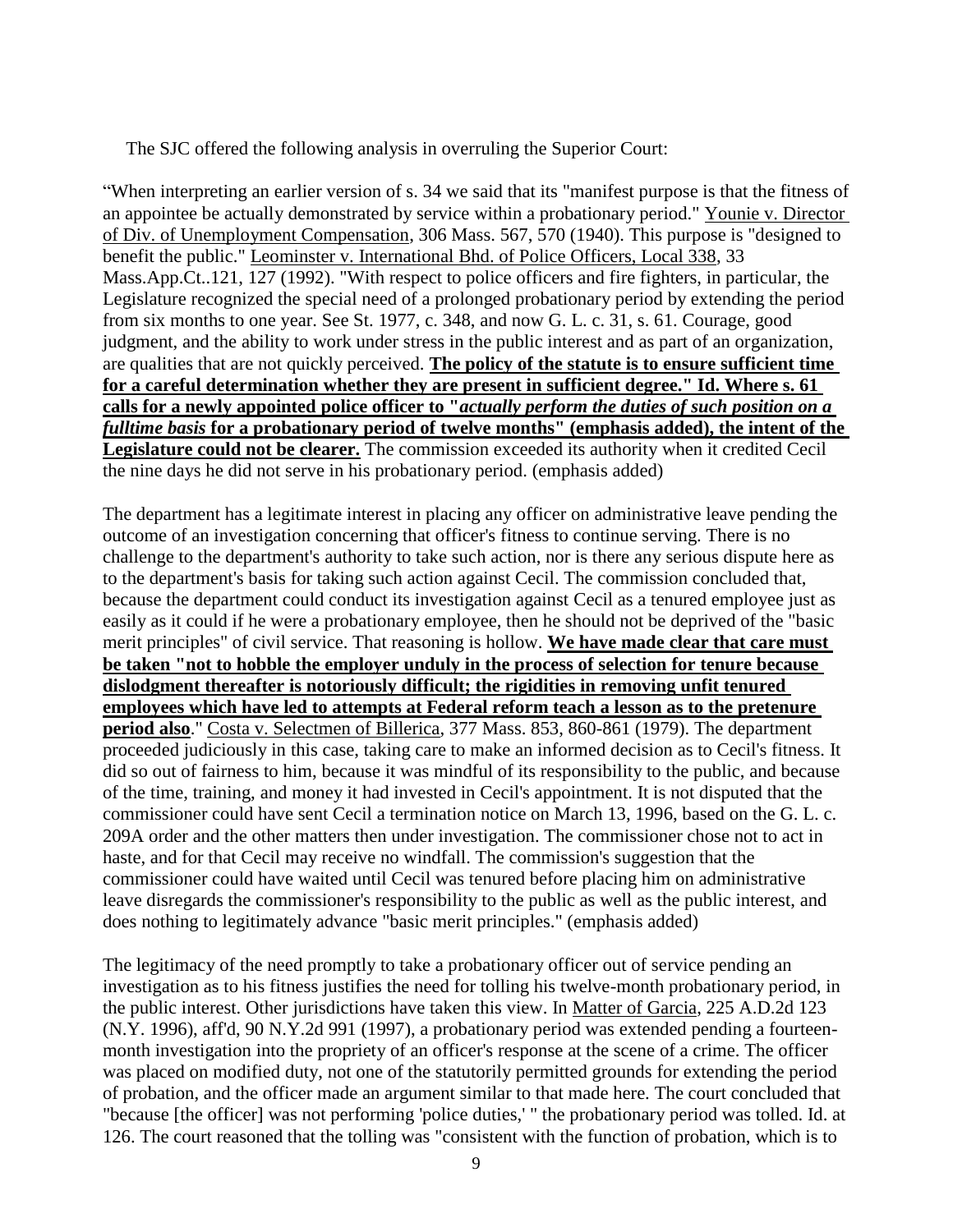The SJC offered the following analysis in overruling the Superior Court:

"When interpreting an earlier version of s. 34 we said that its "manifest purpose is that the fitness of an appointee be actually demonstrated by service within a probationary period." Younie v. Director of Div. of Unemployment Compensation, 306 Mass. 567, 570 (1940). This purpose is "designed to benefit the public." Leominster v. International Bhd. of Police Officers, Local 338, 33 Mass.App.Ct..121, 127 (1992). "With respect to police officers and fire fighters, in particular, the Legislature recognized the special need of a prolonged probationary period by extending the period from six months to one year. See St. 1977, c. 348, and now G. L. c. 31, s. 61. Courage, good judgment, and the ability to work under stress in the public interest and as part of an organization, are qualities that are not quickly perceived. **The policy of the statute is to ensure sufficient time for a careful determination whether they are present in sufficient degree." Id. Where s. 61 calls for a newly appointed police officer to "*actually perform the duties of such position on a fulltime basis* for a probationary period of twelve months" (emphasis added), the intent of the Legislature could not be clearer.** The commission exceeded its authority when it credited Cecil the nine days he did not serve in his probationary period. (emphasis added)

The department has a legitimate interest in placing any officer on administrative leave pending the outcome of an investigation concerning that officer's fitness to continue serving. There is no challenge to the department's authority to take such action, nor is there any serious dispute here as to the department's basis for taking such action against Cecil. The commission concluded that, because the department could conduct its investigation against Cecil as a tenured employee just as easily as it could if he were a probationary employee, then he should not be deprived of the "basic merit principles" of civil service. That reasoning is hollow. **We have made clear that care must be taken "not to hobble the employer unduly in the process of selection for tenure because dislodgment thereafter is notoriously difficult; the rigidities in removing unfit tenured employees which have led to attempts at Federal reform teach a lesson as to the pretenure period also**." Costa v. Selectmen of Billerica, 377 Mass. 853, 860-861 (1979). The department proceeded judiciously in this case, taking care to make an informed decision as to Cecil's fitness. It did so out of fairness to him, because it was mindful of its responsibility to the public, and because of the time, training, and money it had invested in Cecil's appointment. It is not disputed that the commissioner could have sent Cecil a termination notice on March 13, 1996, based on the G. L. c. 209A order and the other matters then under investigation. The commissioner chose not to act in haste, and for that Cecil may receive no windfall. The commission's suggestion that the commissioner could have waited until Cecil was tenured before placing him on administrative leave disregards the commissioner's responsibility to the public as well as the public interest, and does nothing to legitimately advance "basic merit principles." (emphasis added)

The legitimacy of the need promptly to take a probationary officer out of service pending an investigation as to his fitness justifies the need for tolling his twelve-month probationary period, in the public interest. Other jurisdictions have taken this view. In Matter of Garcia, 225 A.D.2d 123 (N.Y. 1996), aff'd, 90 N.Y.2d 991 (1997), a probationary period was extended pending a fourteen-month investigation into the propriety of an officer's response at the scene of a crime. The officer was placed on modified duty, not one of the statutorily permitted grounds for extending the period of probation, and the officer made an argument similar to that made here. The court concluded that "because [the officer] was not performing 'police duties,' " the probationary period was tolled. Id. at 126. The court reasoned that the tolling was "consistent with the function of probation, which is to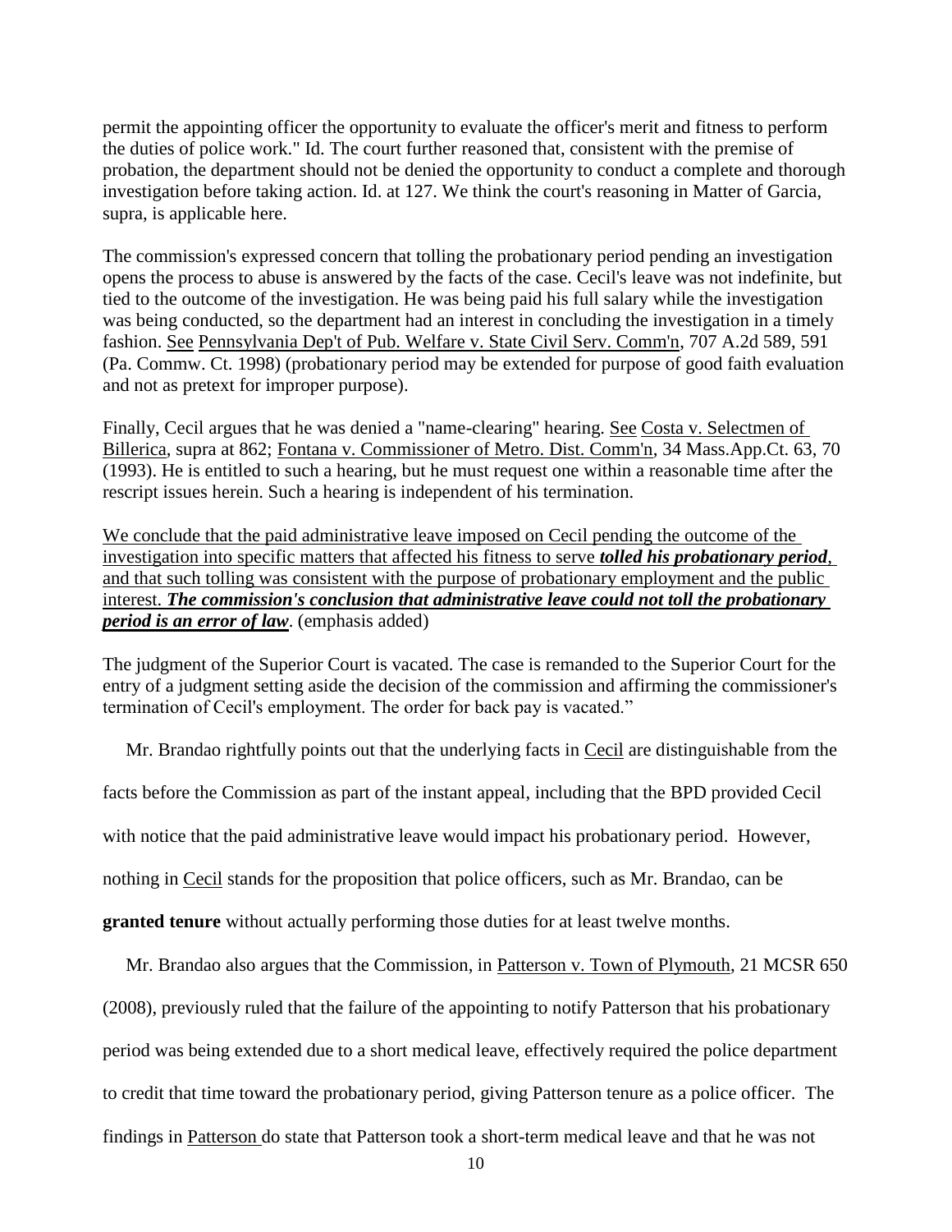permit the appointing officer the opportunity to evaluate the officer's merit and fitness to perform the duties of police work." Id. The court further reasoned that, consistent with the premise of probation, the department should not be denied the opportunity to conduct a complete and thorough investigation before taking action. Id. at 127. We think the court's reasoning in Matter of Garcia, supra, is applicable here.

The commission's expressed concern that tolling the probationary period pending an investigation opens the process to abuse is answered by the facts of the case. Cecil's leave was not indefinite, but tied to the outcome of the investigation. He was being paid his full salary while the investigation was being conducted, so the department had an interest in concluding the investigation in a timely fashion. See Pennsylvania Dep't of Pub. Welfare v. State Civil Serv. Comm'n, 707 A.2d 589, 591 (Pa. Commw. Ct. 1998) (probationary period may be extended for purpose of good faith evaluation and not as pretext for improper purpose).

Finally, Cecil argues that he was denied a "name-clearing" hearing. See Costa v. Selectmen of Billerica, supra at 862; Fontana v. Commissioner of Metro. Dist. Comm'n, 34 Mass.App.Ct. 63, 70 (1993). He is entitled to such a hearing, but he must request one within a reasonable time after the rescript issues herein. Such a hearing is independent of his termination.

We conclude that the paid administrative leave imposed on Cecil pending the outcome of the investigation into specific matters that affected his fitness to serve ***tolled his probationary period***, and that such tolling was consistent with the purpose of probationary employment and the public interest. ***The commission's conclusion that administrative leave could not toll the probationary period is an error of law***. (emphasis added)

The judgment of the Superior Court is vacated. The case is remanded to the Superior Court for the entry of a judgment setting aside the decision of the commission and affirming the commissioner's termination of Cecil's employment. The order for back pay is vacated."

Mr. Brandao rightfully points out that the underlying facts in Cecil are distinguishable from the facts before the Commission as part of the instant appeal, including that the BPD provided Cecil with notice that the paid administrative leave would impact his probationary period. However, nothing in Cecil stands for the proposition that police officers, such as Mr. Brandao, can be **granted tenure** without actually performing those duties for at least twelve months.

Mr. Brandao also argues that the Commission, in Patterson v. Town of Plymouth, 21 MCSR 650 (2008), previously ruled that the failure of the appointing to notify Patterson that his probationary period was being extended due to a short medical leave, effectively required the police department to credit that time toward the probationary period, giving Patterson tenure as a police officer. The findings in Patterson do state that Patterson took a short-term medical leave and that he was not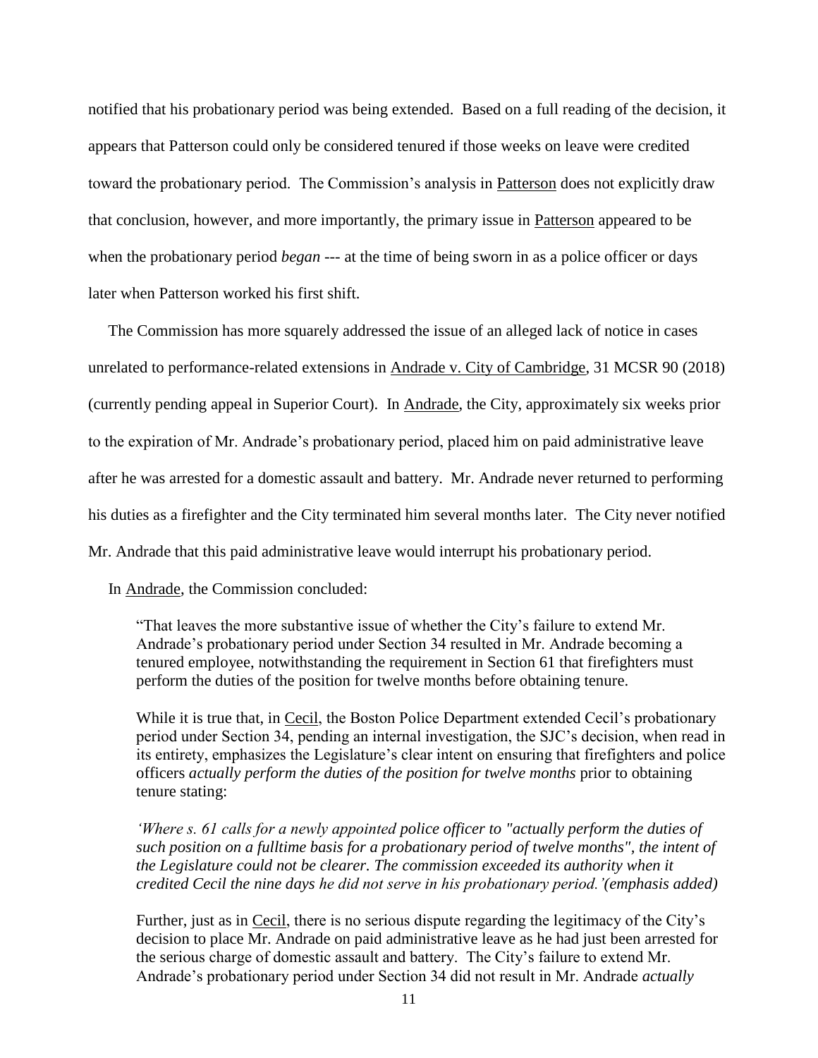notified that his probationary period was being extended. Based on a full reading of the decision, it appears that Patterson could only be considered tenured if those weeks on leave were credited toward the probationary period. The Commission's analysis in Patterson does not explicitly draw that conclusion, however, and more importantly, the primary issue in Patterson appeared to be when the probationary period *began* --- at the time of being sworn in as a police officer or days later when Patterson worked his first shift.

The Commission has more squarely addressed the issue of an alleged lack of notice in cases unrelated to performance-related extensions in Andrade v. City of Cambridge, 31 MCSR 90 (2018) (currently pending appeal in Superior Court). In Andrade, the City, approximately six weeks prior to the expiration of Mr. Andrade's probationary period, placed him on paid administrative leave after he was arrested for a domestic assault and battery. Mr. Andrade never returned to performing his duties as a firefighter and the City terminated him several months later. The City never notified Mr. Andrade that this paid administrative leave would interrupt his probationary period.

In Andrade, the Commission concluded:

> "That leaves the more substantive issue of whether the City's failure to extend Mr. Andrade's probationary period under Section 34 resulted in Mr. Andrade becoming a tenured employee, notwithstanding the requirement in Section 61 that firefighters must perform the duties of the position for twelve months before obtaining tenure.
>
> While it is true that, in Cecil, the Boston Police Department extended Cecil's probationary period under Section 34, pending an internal investigation, the SJC's decision, when read in its entirety, emphasizes the Legislature's clear intent on ensuring that firefighters and police officers *actually perform the duties of the position for twelve months* prior to obtaining tenure stating:
>
> *'Where s. 61 calls for a newly appointed police officer to "actually perform the duties of such position on a fulltime basis for a probationary period of twelve months", the intent of the Legislature could not be clearer. The commission exceeded its authority when it credited Cecil the nine days he did not serve in his probationary period.'(emphasis added)*
>
> Further, just as in Cecil, there is no serious dispute regarding the legitimacy of the City's decision to place Mr. Andrade on paid administrative leave as he had just been arrested for the serious charge of domestic assault and battery. The City's failure to extend Mr. Andrade's probationary period under Section 34 did not result in Mr. Andrade *actually*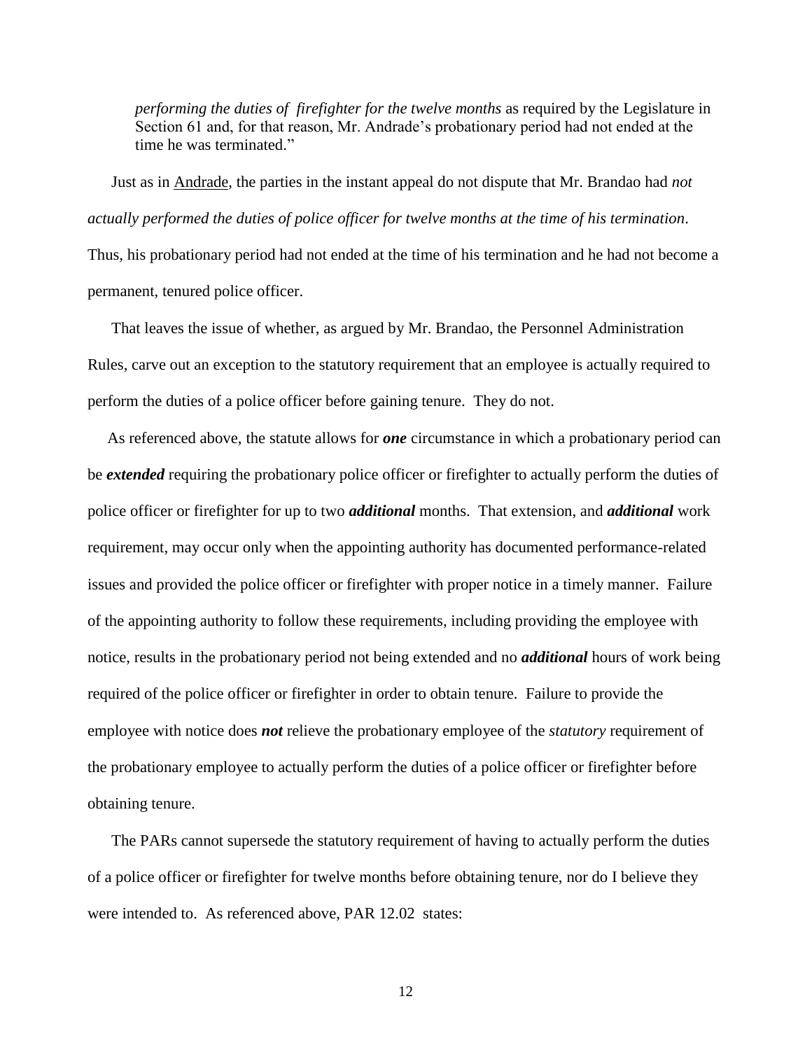> *performing the duties of firefighter for the twelve months* as required by the Legislature in Section 61 and, for that reason, Mr. Andrade's probationary period had not ended at the time he was terminated."

Just as in Andrade, the parties in the instant appeal do not dispute that Mr. Brandao had *not actually performed the duties of police officer for twelve months at the time of his termination*. Thus, his probationary period had not ended at the time of his termination and he had not become a permanent, tenured police officer.

That leaves the issue of whether, as argued by Mr. Brandao, the Personnel Administration Rules, carve out an exception to the statutory requirement that an employee is actually required to perform the duties of a police officer before gaining tenure. They do not.

As referenced above, the statute allows for ***one*** circumstance in which a probationary period can be ***extended*** requiring the probationary police officer or firefighter to actually perform the duties of police officer or firefighter for up to two ***additional*** months. That extension, and ***additional*** work requirement, may occur only when the appointing authority has documented performance-related issues and provided the police officer or firefighter with proper notice in a timely manner. Failure of the appointing authority to follow these requirements, including providing the employee with notice, results in the probationary period not being extended and no ***additional*** hours of work being required of the police officer or firefighter in order to obtain tenure. Failure to provide the employee with notice does ***not*** relieve the probationary employee of the *statutory* requirement of the probationary employee to actually perform the duties of a police officer or firefighter before obtaining tenure.

The PARs cannot supersede the statutory requirement of having to actually perform the duties of a police officer or firefighter for twelve months before obtaining tenure, nor do I believe they were intended to. As referenced above, PAR 12.02 states: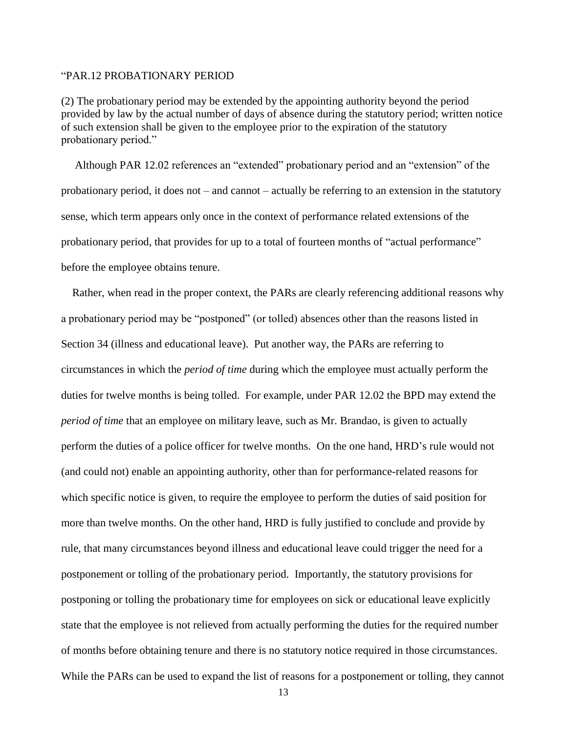"PAR.12 PROBATIONARY PERIOD

(2) The probationary period may be extended by the appointing authority beyond the period provided by law by the actual number of days of absence during the statutory period; written notice of such extension shall be given to the employee prior to the expiration of the statutory probationary period."

Although PAR 12.02 references an "extended" probationary period and an "extension" of the probationary period, it does not – and cannot – actually be referring to an extension in the statutory sense, which term appears only once in the context of performance related extensions of the probationary period, that provides for up to a total of fourteen months of "actual performance" before the employee obtains tenure.

Rather, when read in the proper context, the PARs are clearly referencing additional reasons why a probationary period may be "postponed" (or tolled) absences other than the reasons listed in Section 34 (illness and educational leave). Put another way, the PARs are referring to circumstances in which the *period of time* during which the employee must actually perform the duties for twelve months is being tolled. For example, under PAR 12.02 the BPD may extend the *period of time* that an employee on military leave, such as Mr. Brandao, is given to actually perform the duties of a police officer for twelve months. On the one hand, HRD's rule would not (and could not) enable an appointing authority, other than for performance-related reasons for which specific notice is given, to require the employee to perform the duties of said position for more than twelve months. On the other hand, HRD is fully justified to conclude and provide by rule, that many circumstances beyond illness and educational leave could trigger the need for a postponement or tolling of the probationary period. Importantly, the statutory provisions for postponing or tolling the probationary time for employees on sick or educational leave explicitly state that the employee is not relieved from actually performing the duties for the required number of months before obtaining tenure and there is no statutory notice required in those circumstances. While the PARs can be used to expand the list of reasons for a postponement or tolling, they cannot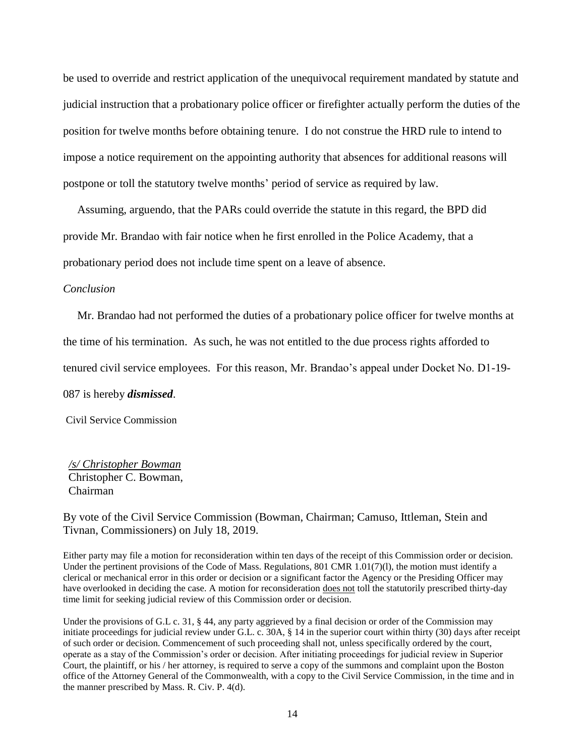be used to override and restrict application of the unequivocal requirement mandated by statute and judicial instruction that a probationary police officer or firefighter actually perform the duties of the position for twelve months before obtaining tenure. I do not construe the HRD rule to intend to impose a notice requirement on the appointing authority that absences for additional reasons will postpone or toll the statutory twelve months' period of service as required by law.

Assuming, arguendo, that the PARs could override the statute in this regard, the BPD did provide Mr. Brandao with fair notice when he first enrolled in the Police Academy, that a probationary period does not include time spent on a leave of absence.

*Conclusion*

Mr. Brandao had not performed the duties of a probationary police officer for twelve months at the time of his termination. As such, he was not entitled to the due process rights afforded to tenured civil service employees. For this reason, Mr. Brandao's appeal under Docket No. D1-19-087 is hereby ***dismissed***.

Civil Service Commission

*/s/ Christopher Bowman*
Christopher C. Bowman,
Chairman

By vote of the Civil Service Commission (Bowman, Chairman; Camuso, Ittleman, Stein and Tivnan, Commissioners) on July 18, 2019.

Either party may file a motion for reconsideration within ten days of the receipt of this Commission order or decision. Under the pertinent provisions of the Code of Mass. Regulations, 801 CMR 1.01(7)(l), the motion must identify a clerical or mechanical error in this order or decision or a significant factor the Agency or the Presiding Officer may have overlooked in deciding the case. A motion for reconsideration does not toll the statutorily prescribed thirty-day time limit for seeking judicial review of this Commission order or decision.

Under the provisions of G.L c. 31, § 44, any party aggrieved by a final decision or order of the Commission may initiate proceedings for judicial review under G.L. c. 30A, § 14 in the superior court within thirty (30) days after receipt of such order or decision. Commencement of such proceeding shall not, unless specifically ordered by the court, operate as a stay of the Commission's order or decision. After initiating proceedings for judicial review in Superior Court, the plaintiff, or his / her attorney, is required to serve a copy of the summons and complaint upon the Boston office of the Attorney General of the Commonwealth, with a copy to the Civil Service Commission, in the time and in the manner prescribed by Mass. R. Civ. P. 4(d).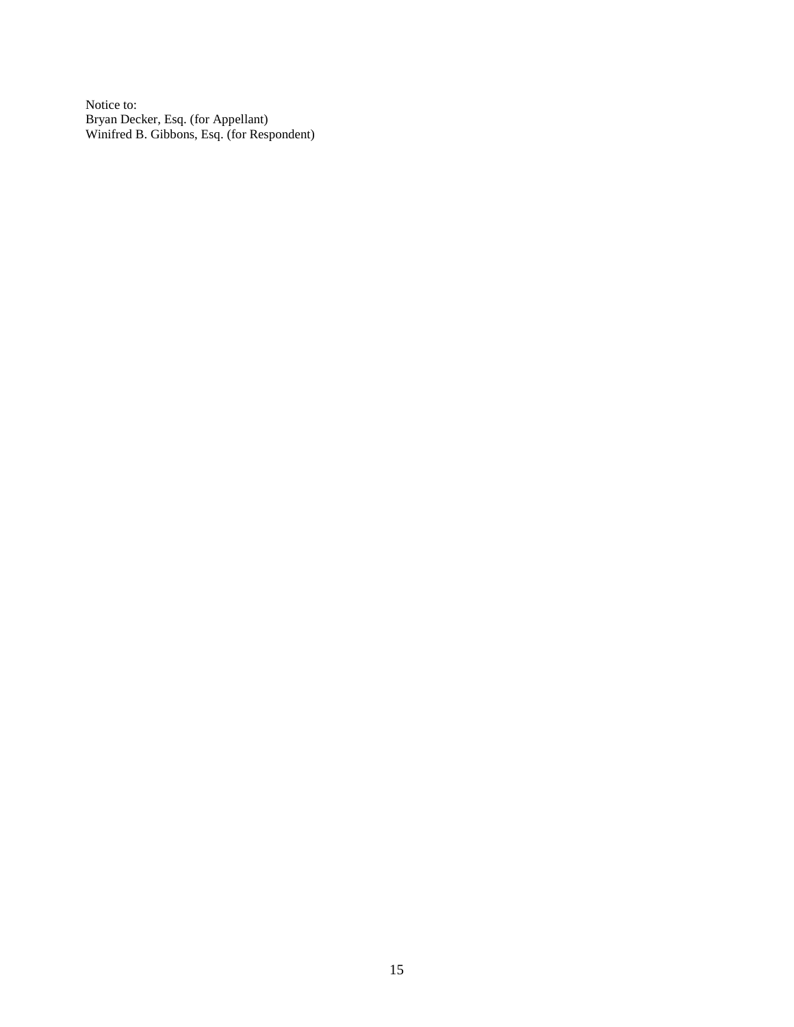Notice to:
Bryan Decker, Esq. (for Appellant)
Winifred B. Gibbons, Esq. (for Respondent)